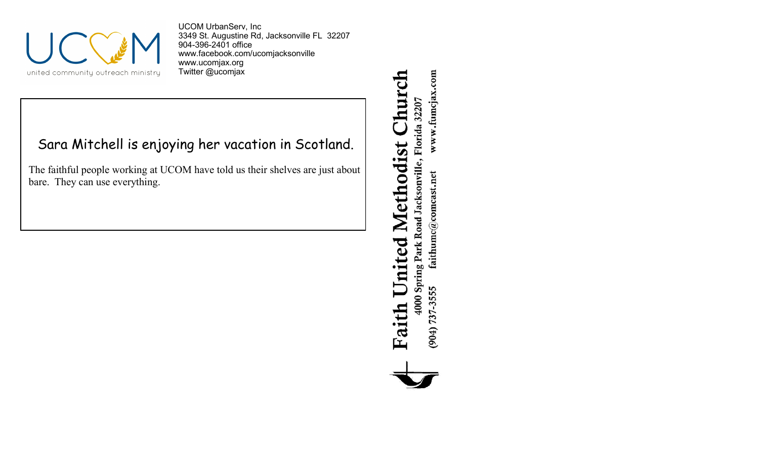UCOM

united community outreach ministry

UCOM UrbanServ, Inc
3349 St. Augustine Rd, Jacksonville FL 32207
904-396-2401 office
www.facebook.com/ucomjacksonville
www.ucomjax.org
Twitter @ucomjax

Sara Mitchell is enjoying her vacation in Scotland.

The faithful people working at UCOM have told us their shelves are just about bare. They can use everything.

**Faith United Methodist Church**

4000 Spring Park Road Jacksonville, Florida 32207

(904) 737-3555 faithumc@comcast.net www.fumcjax.com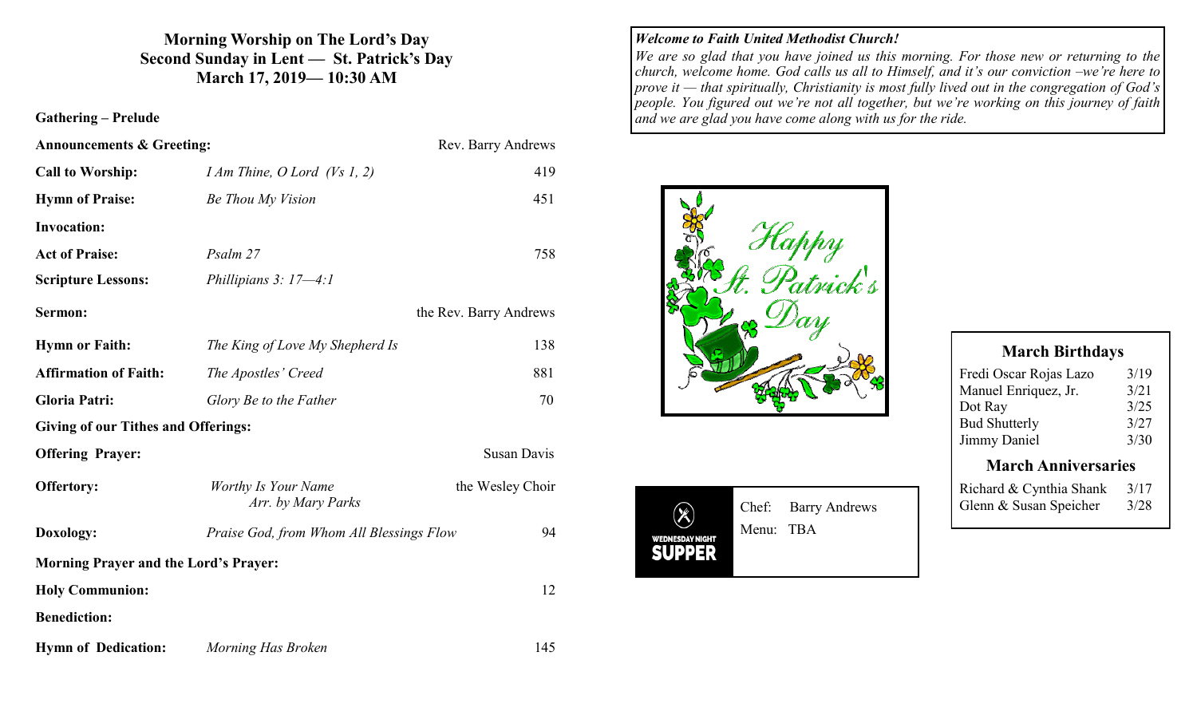# Morning Worship on The Lord's Day
## Second Sunday in Lent — St. Patrick's Day
## March 17, 2019— 10:30 AM

**Gathering – Prelude**

| | | |
|---|---|---|
| **Announcements & Greeting:** | | Rev. Barry Andrews |
| **Call to Worship:** | *I Am Thine, O Lord (Vs 1, 2)* | 419 |
| **Hymn of Praise:** | *Be Thou My Vision* | 451 |
| **Invocation:** | | |
| **Act of Praise:** | *Psalm 27* | 758 |
| **Scripture Lessons:** | *Phillipians 3: 17—4:1* | |
| **Sermon:** | | the Rev. Barry Andrews |
| **Hymn or Faith:** | *The King of Love My Shepherd Is* | 138 |
| **Affirmation of Faith:** | *The Apostles' Creed* | 881 |
| **Gloria Patri:** | *Glory Be to the Father* | 70 |
| **Giving of our Tithes and Offerings:** | | |
| **Offering Prayer:** | | Susan Davis |
| **Offertory:** | *Worthy Is Your Name Arr. by Mary Parks* | the Wesley Choir |
| **Doxology:** | *Praise God, from Whom All Blessings Flow* | 94 |
| **Morning Prayer and the Lord's Prayer:** | | |
| **Holy Communion:** | | 12 |
| **Benediction:** | | |
| **Hymn of Dedication:** | *Morning Has Broken* | 145 |

***Welcome to Faith United Methodist Church!***

*We are so glad that you have joined us this morning. For those new or returning to the church, welcome home. God calls us all to Himself, and it's our conviction –we're here to prove it — that spiritually, Christianity is most fully lived out in the congregation of God's people. You figured out we're not all together, but we're working on this journey of faith and we are glad you have come along with us for the ride.*

Happy St. Patrick's Day

**WEDNESDAY NIGHT SUPPER**

Chef: Barry Andrews
Menu: TBA

### March Birthdays

| | |
|---|---|
| Fredi Oscar Rojas Lazo | 3/19 |
| Manuel Enriquez, Jr. | 3/21 |
| Dot Ray | 3/25 |
| Bud Shutterly | 3/27 |
| Jimmy Daniel | 3/30 |

### March Anniversaries

| | |
|---|---|
| Richard & Cynthia Shank | 3/17 |
| Glenn & Susan Speicher | 3/28 |